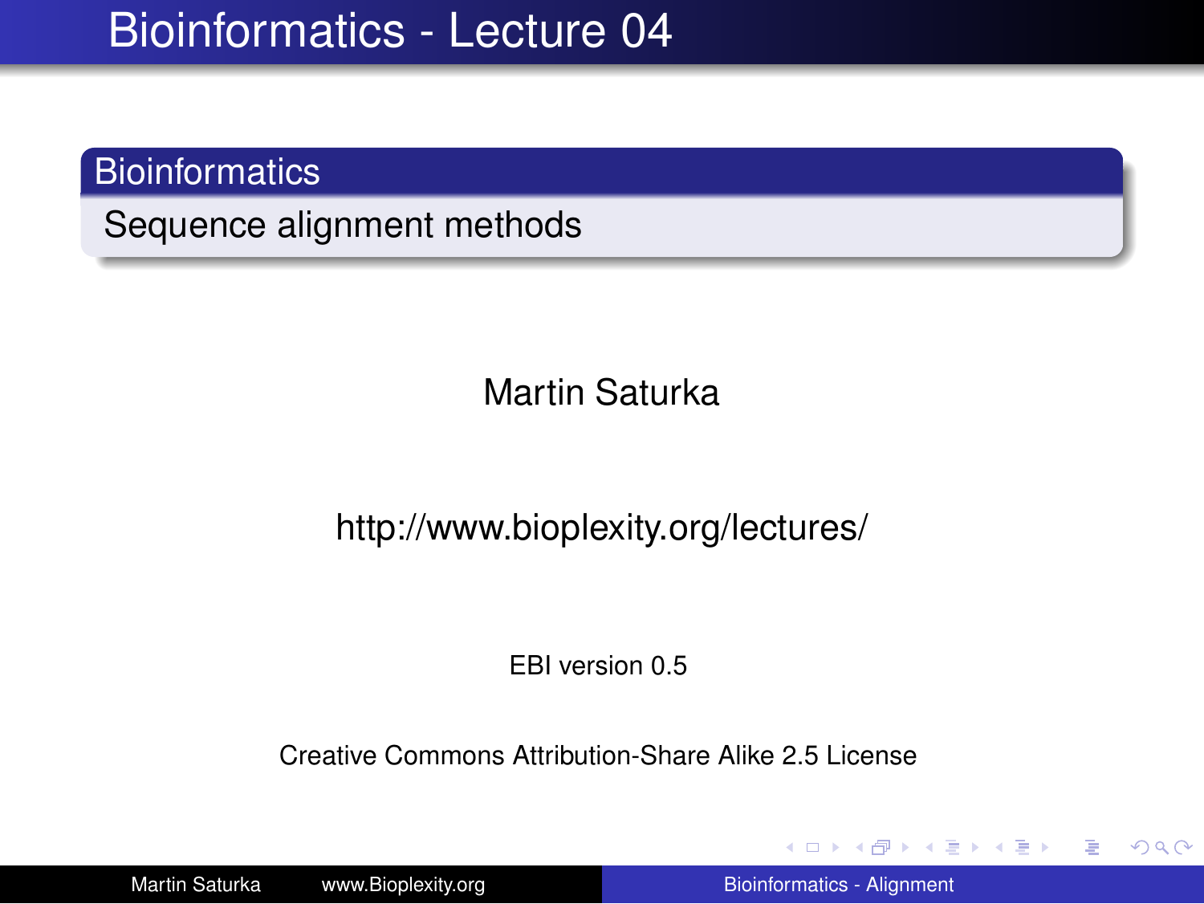# Bioinformatics - Lecture 04

## Bioinformatics

Sequence alignment methods

Martin Saturka

http://www.bioplexity.org/lectures/

EBI version 0.5

Creative Commons Attribution-Share Alike 2.5 License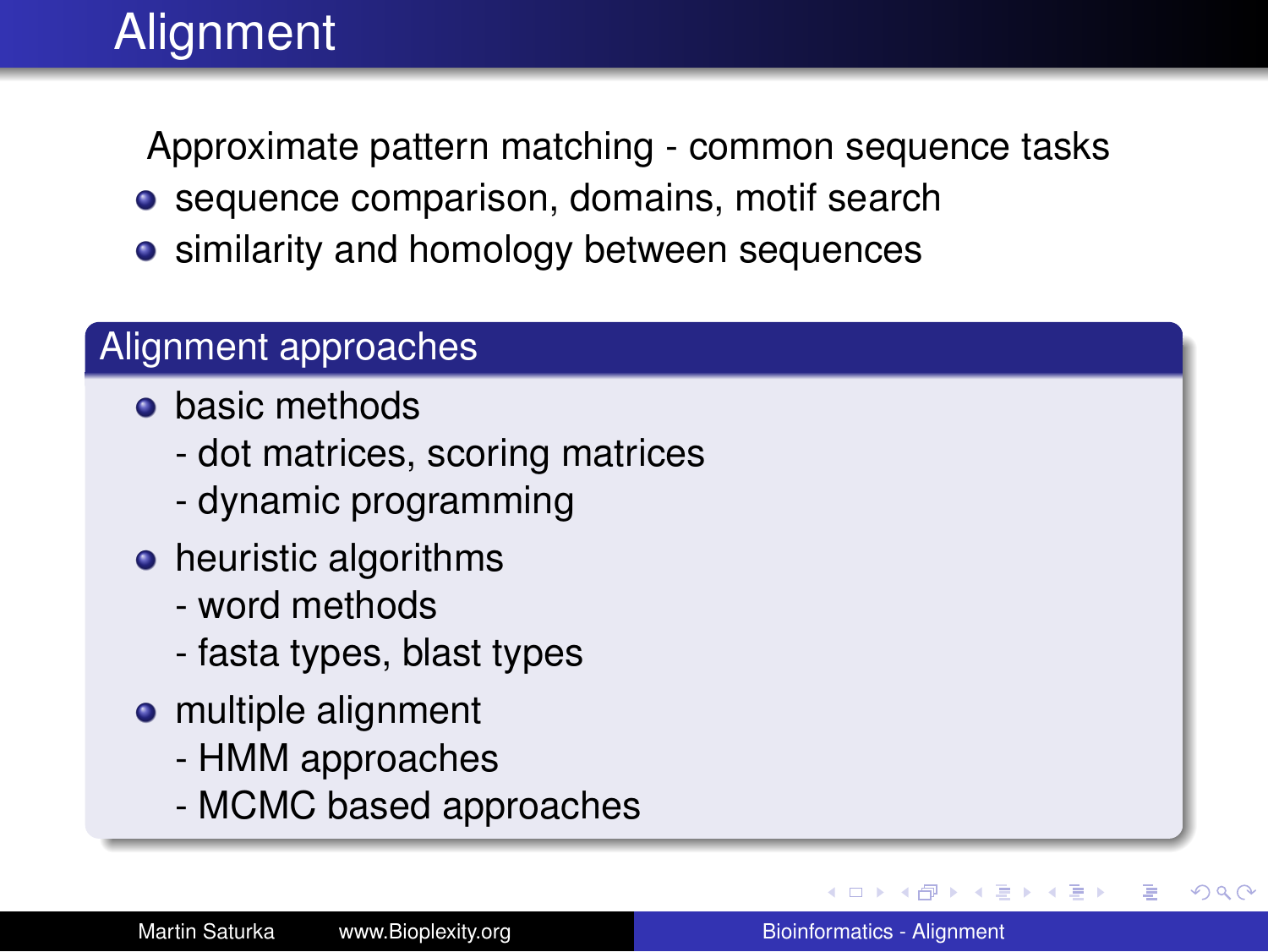# Alignment

Approximate pattern matching - common sequence tasks

- sequence comparison, domains, motif search
- similarity and homology between sequences

## Alignment approaches

- basic methods
  - dot matrices, scoring matrices
  - dynamic programming
- heuristic algorithms
  - word methods
  - fasta types, blast types
- multiple alignment
  - HMM approaches
  - MCMC based approaches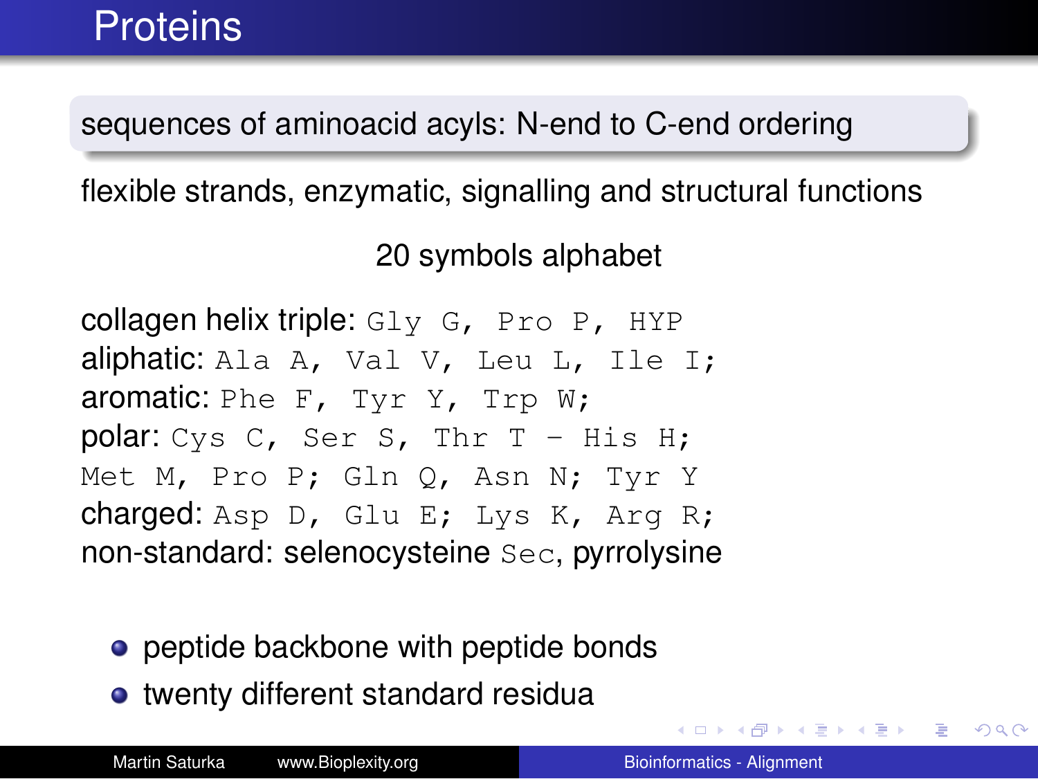# Proteins

sequences of aminoacid acyls: N-end to C-end ordering

flexible strands, enzymatic, signalling and structural functions

20 symbols alphabet

collagen helix triple: `Gly G, Pro P, HYP`
aliphatic: `Ala A, Val V, Leu L, Ile I;`
aromatic: `Phe F, Tyr Y, Trp W;`
polar: `Cys C, Ser S, Thr T - His H;`
`Met M, Pro P; Gln Q, Asn N; Tyr Y`
charged: `Asp D, Glu E; Lys K, Arg R;`
non-standard: selenocysteine `Sec`, pyrrolysine

- peptide backbone with peptide bonds
- twenty different standard residua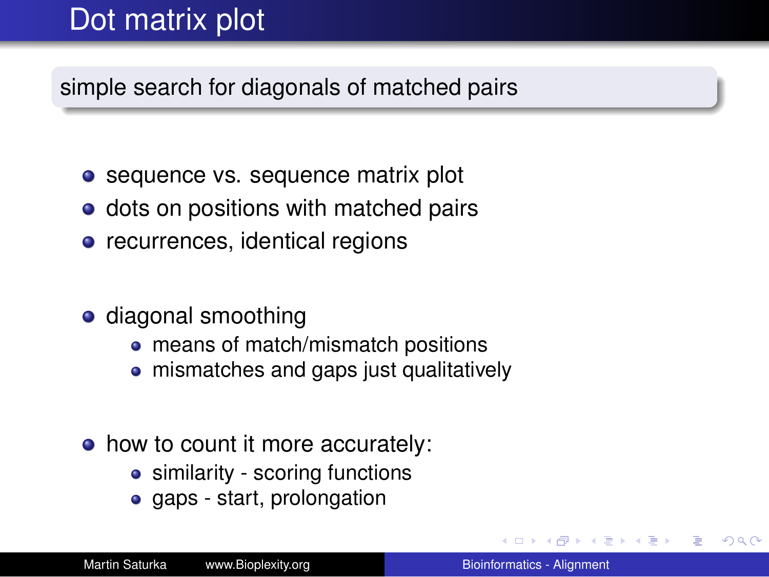# Dot matrix plot

simple search for diagonals of matched pairs

- sequence vs. sequence matrix plot
- dots on positions with matched pairs
- recurrences, identical regions

- diagonal smoothing
  - means of match/mismatch positions
  - mismatches and gaps just qualitatively

- how to count it more accurately:
  - similarity - scoring functions
  - gaps - start, prolongation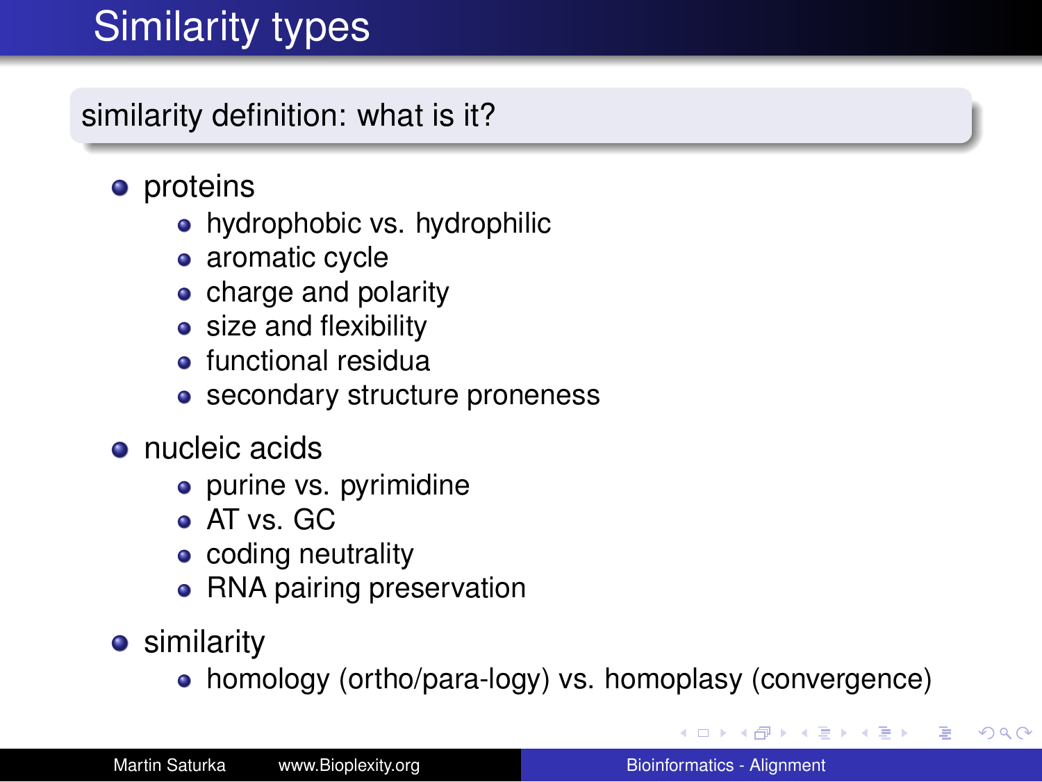# Similarity types

**similarity definition: what is it?**

- proteins
  - hydrophobic vs. hydrophilic
  - aromatic cycle
  - charge and polarity
  - size and flexibility
  - functional residua
  - secondary structure proneness
- nucleic acids
  - purine vs. pyrimidine
  - AT vs. GC
  - coding neutrality
  - RNA pairing preservation
- similarity
  - homology (ortho/para-logy) vs. homoplasy (convergence)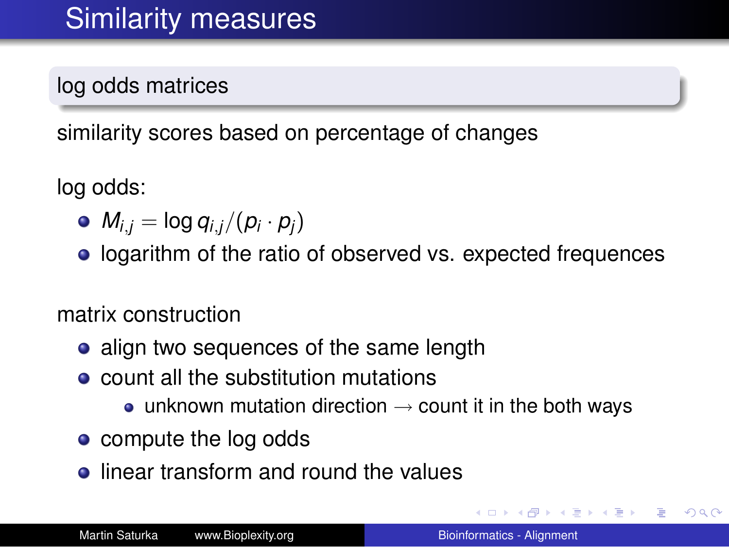# Similarity measures

## log odds matrices

similarity scores based on percentage of changes

log odds:

- $M_{i,j} = \log q_{i,j}/(p_i \cdot p_j)$
- logarithm of the ratio of observed vs. expected frequences

matrix construction

- align two sequences of the same length
- count all the substitution mutations
  - unknown mutation direction $\rightarrow$ count it in the both ways
- compute the log odds
- linear transform and round the values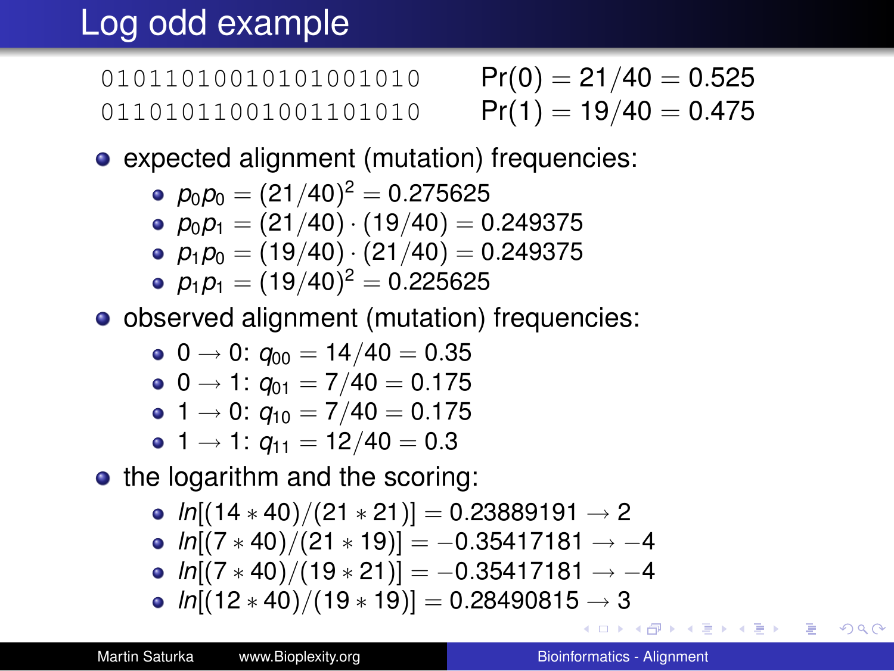# Log odd example

```
01011010010101001010
01101011001001101010
```

$\Pr(0) = 21/40 = 0.525$

$\Pr(1) = 19/40 = 0.475$

- expected alignment (mutation) frequencies:
  - $p_0 p_0 = (21/40)^2 = 0.275625$
  - $p_0 p_1 = (21/40) \cdot (19/40) = 0.249375$
  - $p_1 p_0 = (19/40) \cdot (21/40) = 0.249375$
  - $p_1 p_1 = (19/40)^2 = 0.225625$
- observed alignment (mutation) frequencies:
  - $0 \rightarrow 0$: $q_{00} = 14/40 = 0.35$
  - $0 \rightarrow 1$: $q_{01} = 7/40 = 0.175$
  - $1 \rightarrow 0$: $q_{10} = 7/40 = 0.175$
  - $1 \rightarrow 1$: $q_{11} = 12/40 = 0.3$
- the logarithm and the scoring:
  - $ln[(14 * 40)/(21 * 21)] = 0.23889191 \rightarrow 2$
  - $ln[(7 * 40)/(21 * 19)] = -0.35417181 \rightarrow -4$
  - $ln[(7 * 40)/(19 * 21)] = -0.35417181 \rightarrow -4$
  - $ln[(12 * 40)/(19 * 19)] = 0.28490815 \rightarrow 3$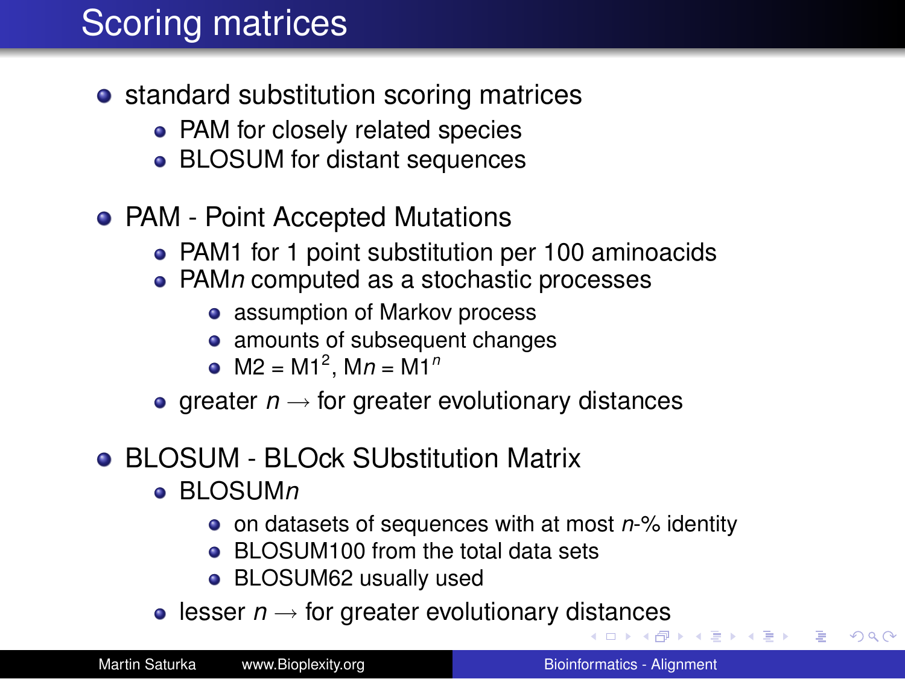# Scoring matrices

- standard substitution scoring matrices
  - PAM for closely related species
  - BLOSUM for distant sequences
- PAM - Point Accepted Mutations
  - PAM1 for 1 point substitution per 100 aminoacids
  - PAM*n* computed as a stochastic processes
    - assumption of Markov process
    - amounts of subsequent changes
    - $M2 = M1^2$, $Mn = M1^n$
  - greater $n \rightarrow$ for greater evolutionary distances
- BLOSUM - BLOck SUbstitution Matrix
  - BLOSUM*n*
    - on datasets of sequences with at most *n*-% identity
    - BLOSUM100 from the total data sets
    - BLOSUM62 usually used
  - lesser $n \rightarrow$ for greater evolutionary distances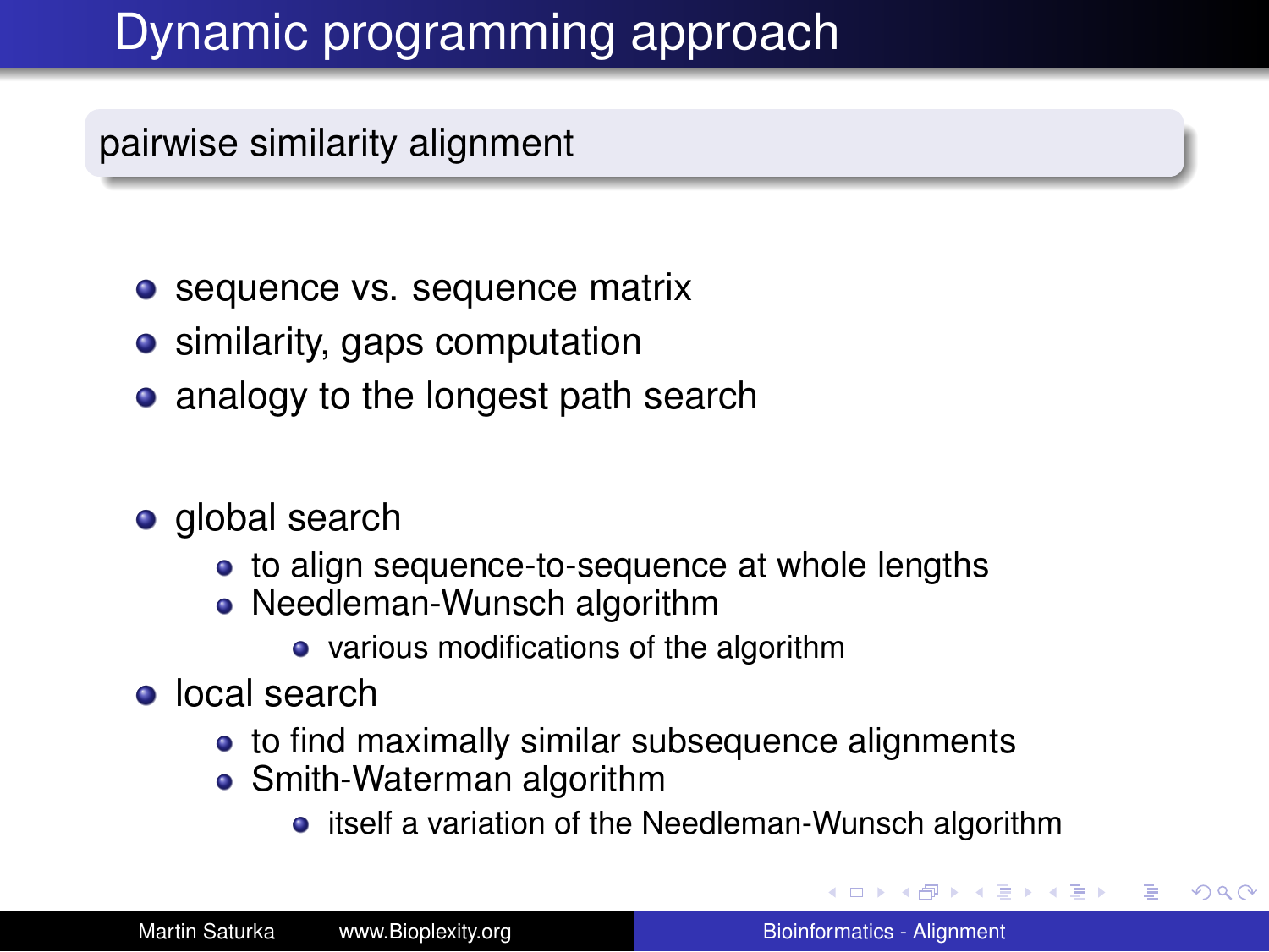# Dynamic programming approach

## pairwise similarity alignment

- sequence vs. sequence matrix
- similarity, gaps computation
- analogy to the longest path search

- global search
  - to align sequence-to-sequence at whole lengths
  - Needleman-Wunsch algorithm
    - various modifications of the algorithm
- local search
  - to find maximally similar subsequence alignments
  - Smith-Waterman algorithm
    - itself a variation of the Needleman-Wunsch algorithm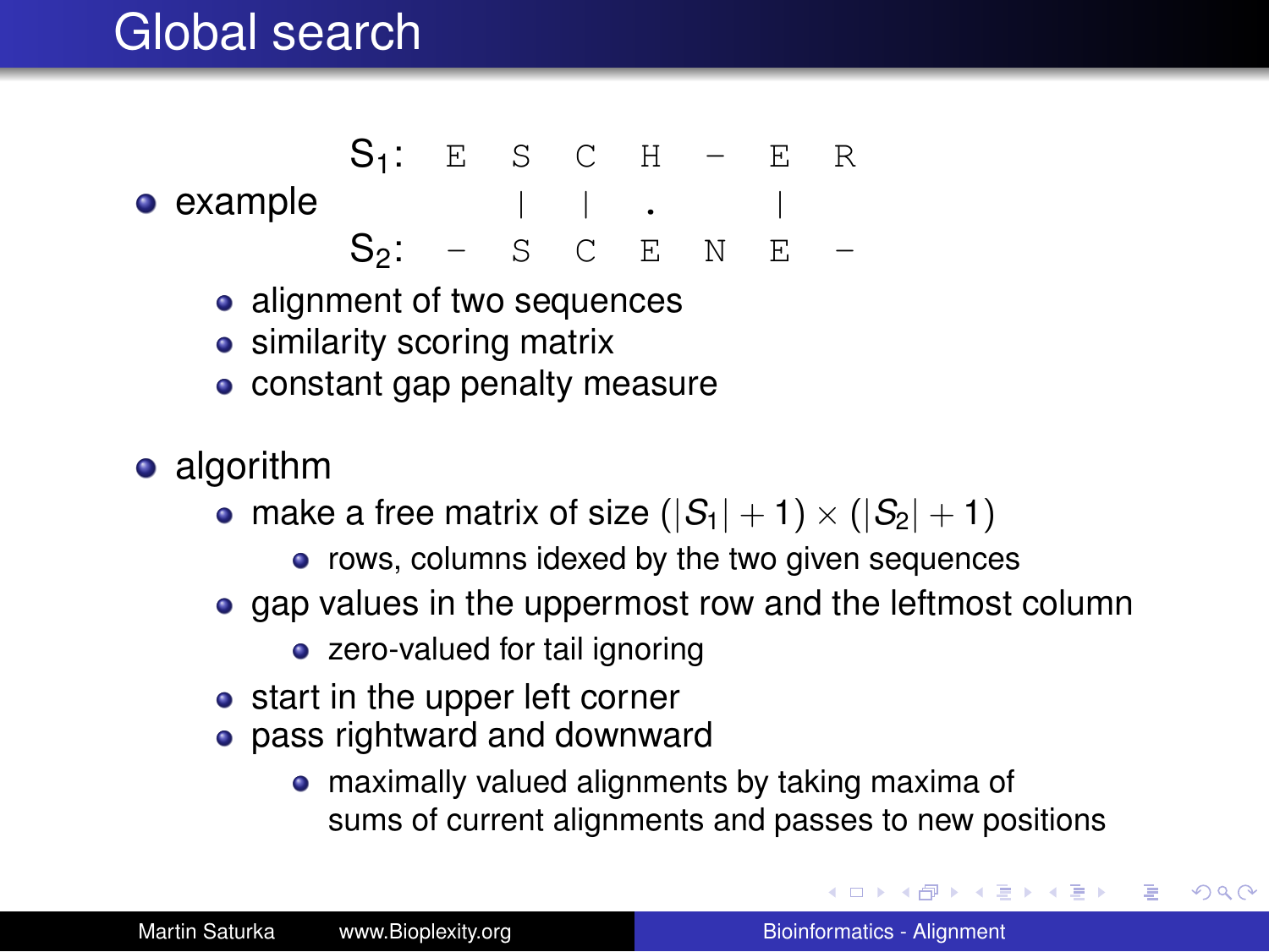# Global search

- example

```
S1:  E  S  C  H  -  E  R
        |  |  .     |
S2:  -  S  C  E  N  E  -
```

  - alignment of two sequences
  - similarity scoring matrix
  - constant gap penalty measure

- algorithm
  - make a free matrix of size $(|S_1| + 1) \times (|S_2| + 1)$
    - rows, columns idexed by the two given sequences
  - gap values in the uppermost row and the leftmost column
    - zero-valued for tail ignoring
  - start in the upper left corner
  - pass rightward and downward
    - maximally valued alignments by taking maxima of sums of current alignments and passes to new positions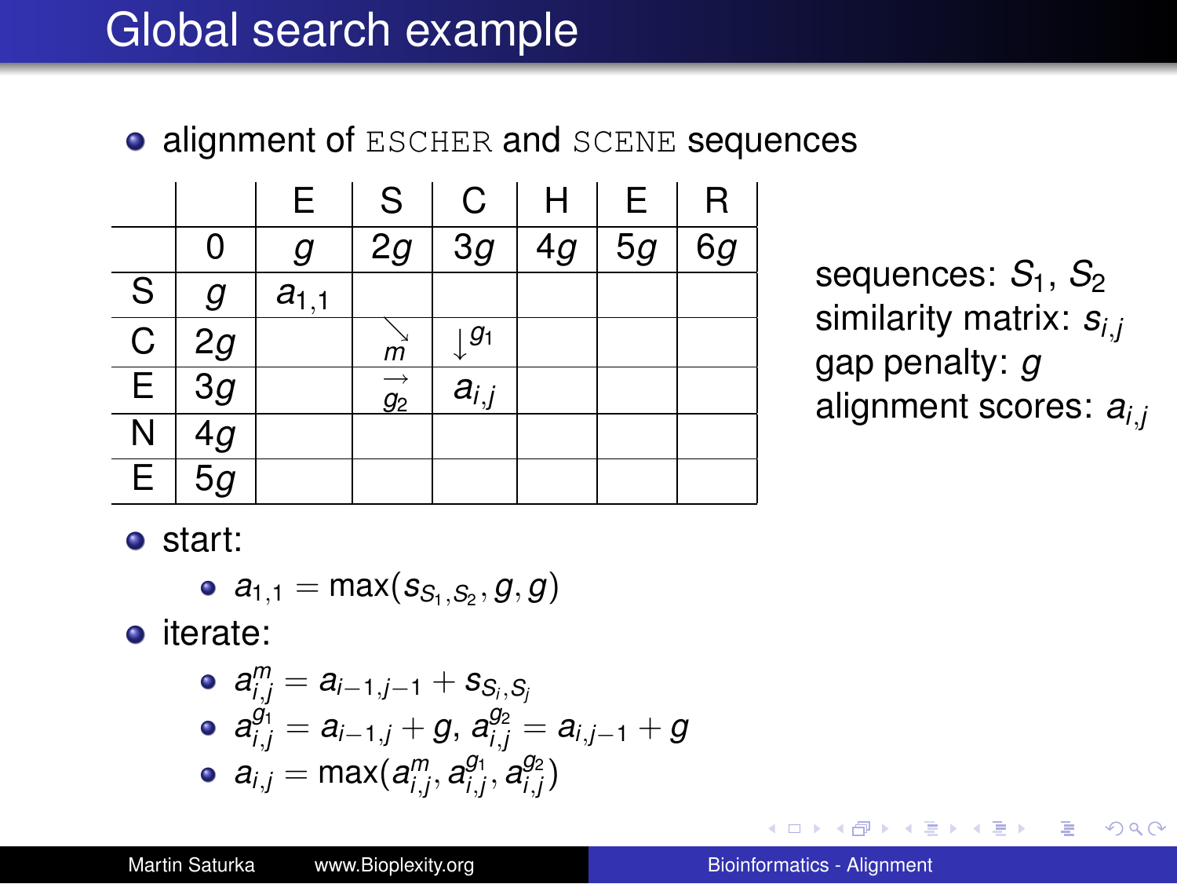# Global search example

- alignment of `ESCHER` and `SCENE` sequences

| | | E | S | C | H | E | R |
|---|---|---|---|---|---|---|---|
| | 0 | $g$ | $2g$ | $3g$ | $4g$ | $5g$ | $6g$ |
| S | $g$ | $a_{1,1}$ | | | | | |
| C | $2g$ | | $\searrow m$ | $\downarrow g_1$ | | | |
| E | $3g$ | | $\rightarrow g_2$ | $a_{i,j}$ | | | |
| N | $4g$ | | | | | | |
| E | $5g$ | | | | | | |

sequences: $S_1$, $S_2$
similarity matrix: $s_{i,j}$
gap penalty: $g$
alignment scores: $a_{i,j}$

- start:
  - $a_{1,1} = \max(s_{S_1,S_2}, g, g)$
- iterate:
  - $a^m_{i,j} = a_{i-1,j-1} + s_{S_i,S_j}$
  - $a^{g_1}_{i,j} = a_{i-1,j} + g$, $a^{g_2}_{i,j} = a_{i,j-1} + g$
  - $a_{i,j} = \max(a^m_{i,j}, a^{g_1}_{i,j}, a^{g_2}_{i,j})$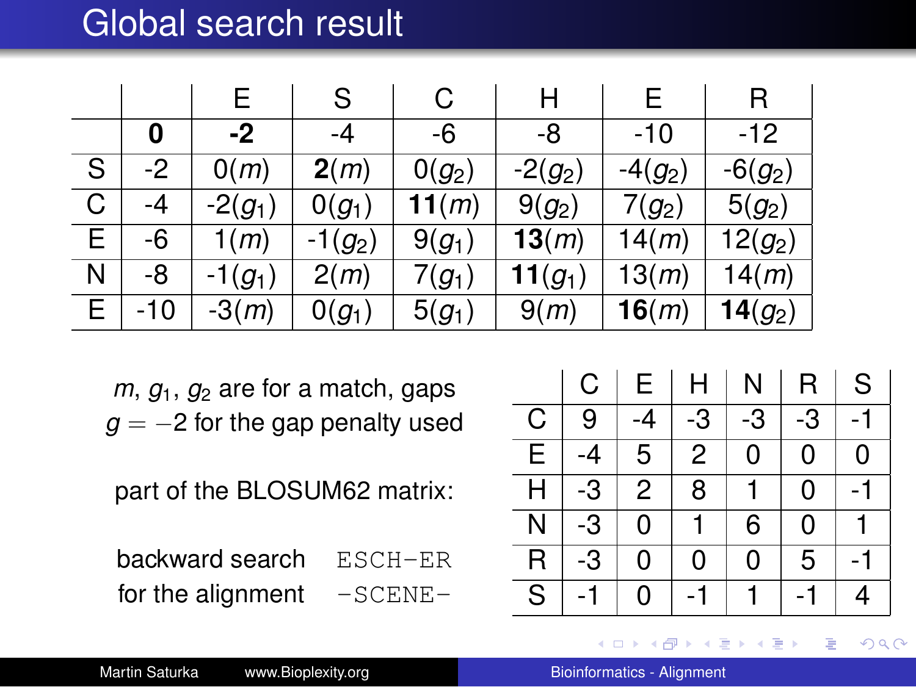# Global search result

| | | E | S | C | H | E | R |
|---|---|---|---|---|---|---|---|
| | **0** | **-2** | -4 | -6 | -8 | -10 | -12 |
| S | -2 | 0($m$) | **2**($m$) | 0($g_2$) | -2($g_2$) | -4($g_2$) | -6($g_2$) |
| C | -4 | -2($g_1$) | 0($g_1$) | **11**($m$) | 9($g_2$) | 7($g_2$) | 5($g_2$) |
| E | -6 | 1($m$) | -1($g_2$) | 9($g_1$) | **13**($m$) | 14($m$) | 12($g_2$) |
| N | -8 | -1($g_1$) | 2($m$) | 7($g_1$) | **11**($g_1$) | 13($m$) | 14($m$) |
| E | -10 | -3($m$) | 0($g_1$) | 5($g_1$) | 9($m$) | **16**($m$) | **14**($g_2$) |

$m$, $g_1$, $g_2$ are for a match, gaps
$g = -2$ for the gap penalty used

part of the BLOSUM62 matrix:

| | C | E | H | N | R | S |
|---|---|---|---|---|---|---|
| C | 9 | -4 | -3 | -3 | -3 | -1 |
| E | -4 | 5 | 2 | 0 | 0 | 0 |
| H | -3 | 2 | 8 | 1 | 0 | -1 |
| N | -3 | 0 | 1 | 6 | 0 | 1 |
| R | -3 | 0 | 0 | 0 | 5 | -1 |
| S | -1 | 0 | -1 | 1 | -1 | 4 |

backward search for the alignment

```
ESCH-ER
-SCENE-
```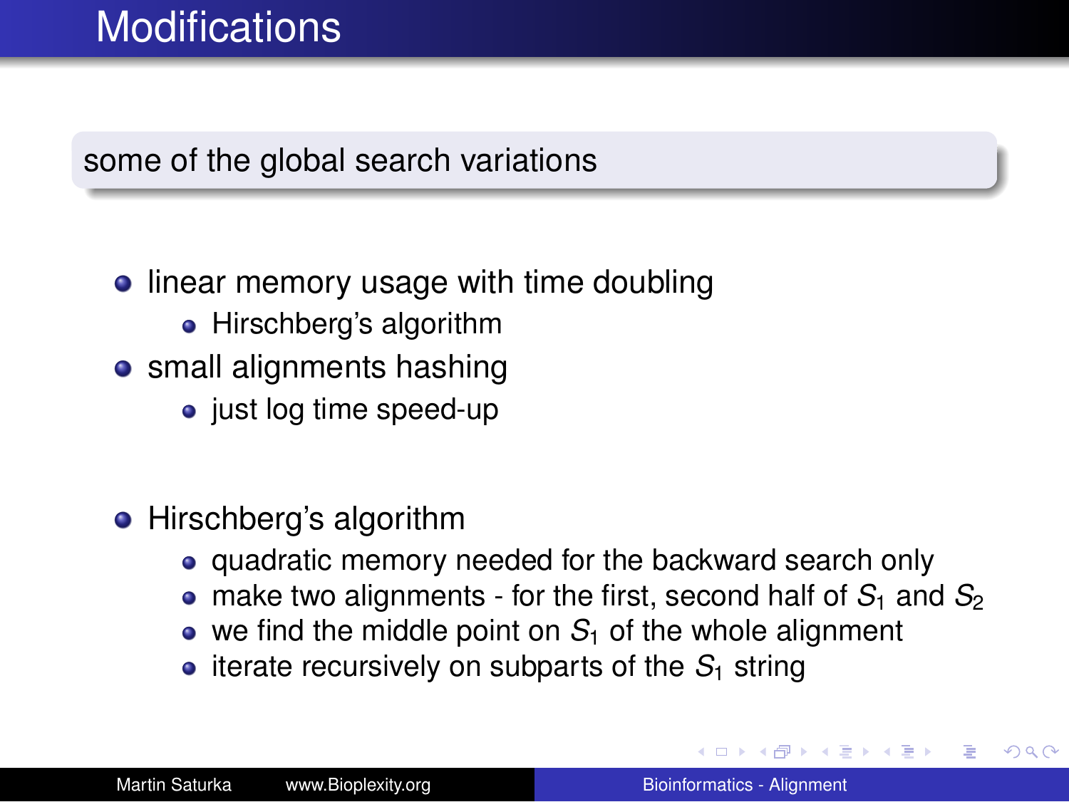# Modifications

some of the global search variations

- linear memory usage with time doubling
  - Hirschberg's algorithm
- small alignments hashing
  - just log time speed-up

- Hirschberg's algorithm
  - quadratic memory needed for the backward search only
  - make two alignments - for the first, second half of $S_1$ and $S_2$
  - we find the middle point on $S_1$ of the whole alignment
  - iterate recursively on subparts of the $S_1$ string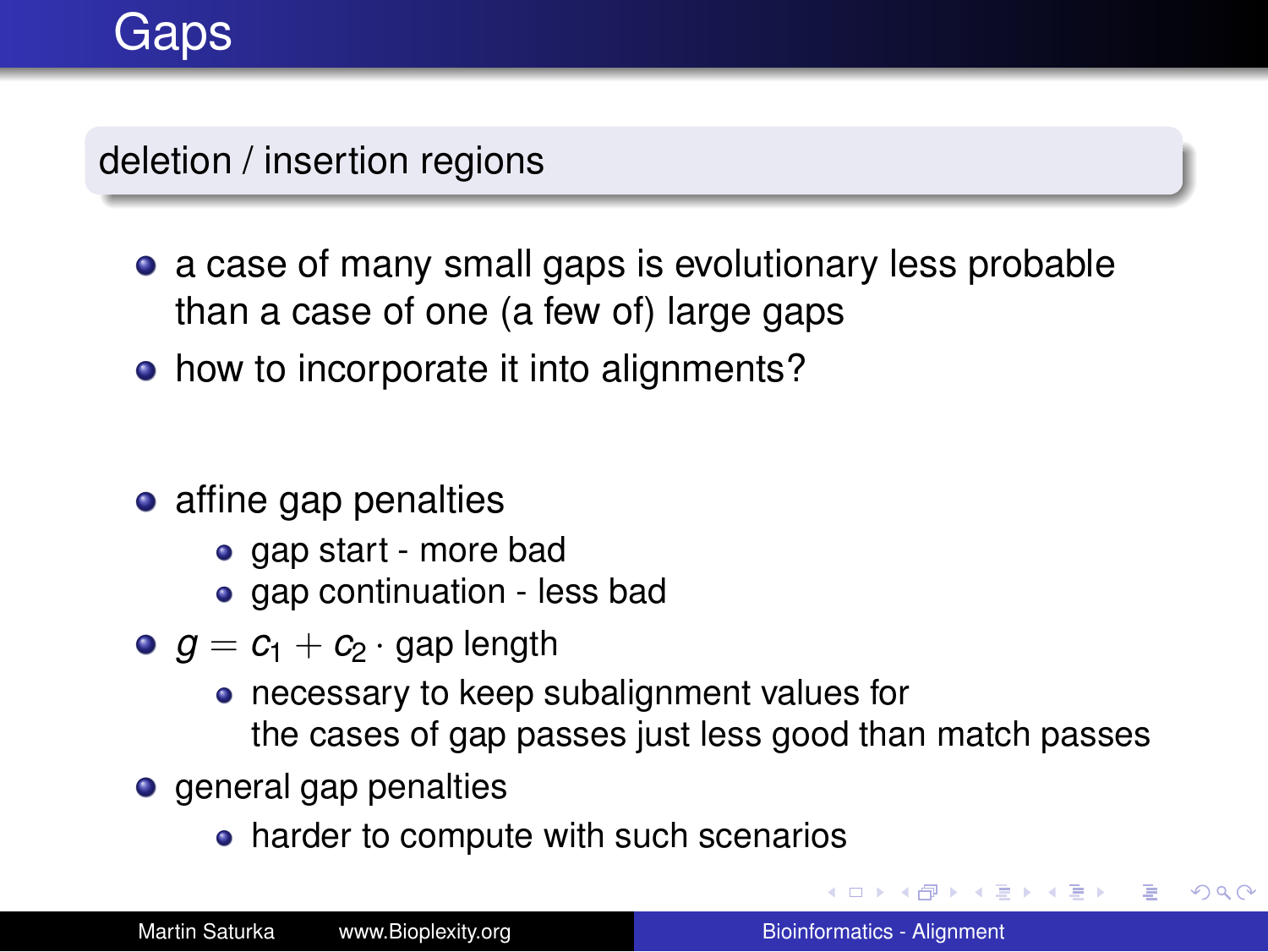# Gaps

## deletion / insertion regions

- a case of many small gaps is evolutionary less probable than a case of one (a few of) large gaps
- how to incorporate it into alignments?

- affine gap penalties
  - gap start - more bad
  - gap continuation - less bad
- $g = c_1 + c_2 \cdot$ gap length
  - necessary to keep subalignment values for the cases of gap passes just less good than match passes
- general gap penalties
  - harder to compute with such scenarios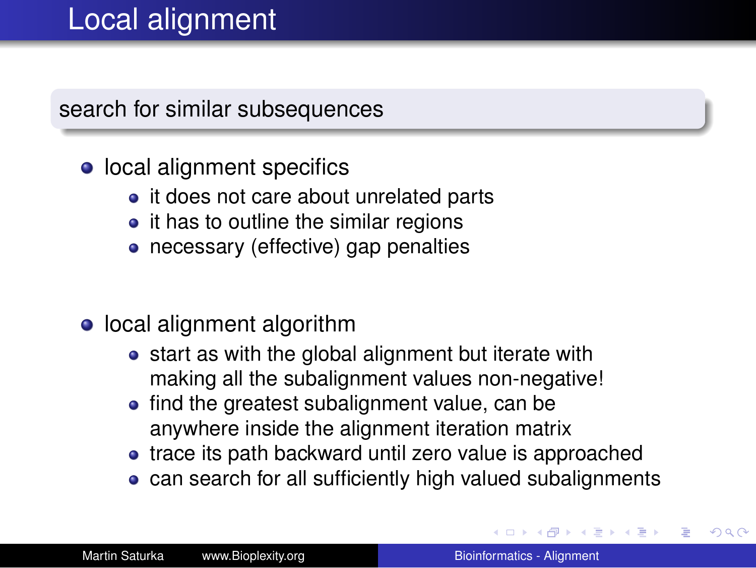# Local alignment

**search for similar subsequences**

- local alignment specifics
  - it does not care about unrelated parts
  - it has to outline the similar regions
  - necessary (effective) gap penalties

- local alignment algorithm
  - start as with the global alignment but iterate with making all the subalignment values non-negative!
  - find the greatest subalignment value, can be anywhere inside the alignment iteration matrix
  - trace its path backward until zero value is approached
  - can search for all sufficiently high valued subalignments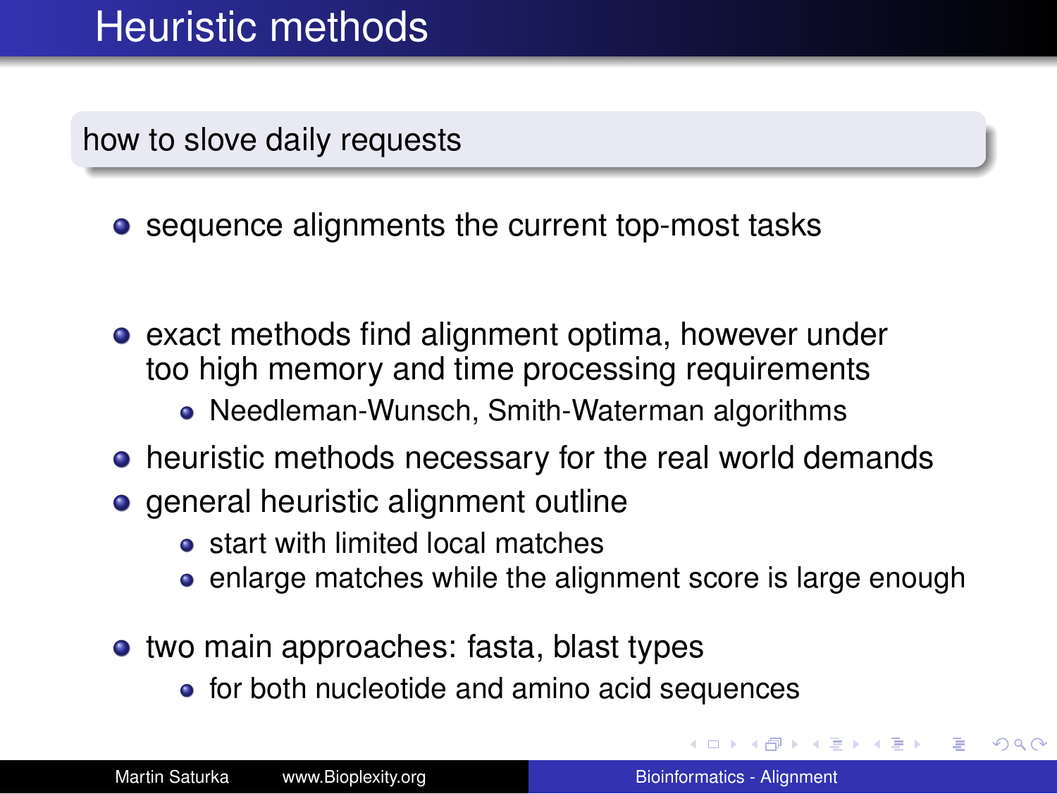# Heuristic methods

## how to slove daily requests

- sequence alignments the current top-most tasks

- exact methods find alignment optima, however under too high memory and time processing requirements
  - Needleman-Wunsch, Smith-Waterman algorithms
- heuristic methods necessary for the real world demands
- general heuristic alignment outline
  - start with limited local matches
  - enlarge matches while the alignment score is large enough

- two main approaches: fasta, blast types
  - for both nucleotide and amino acid sequences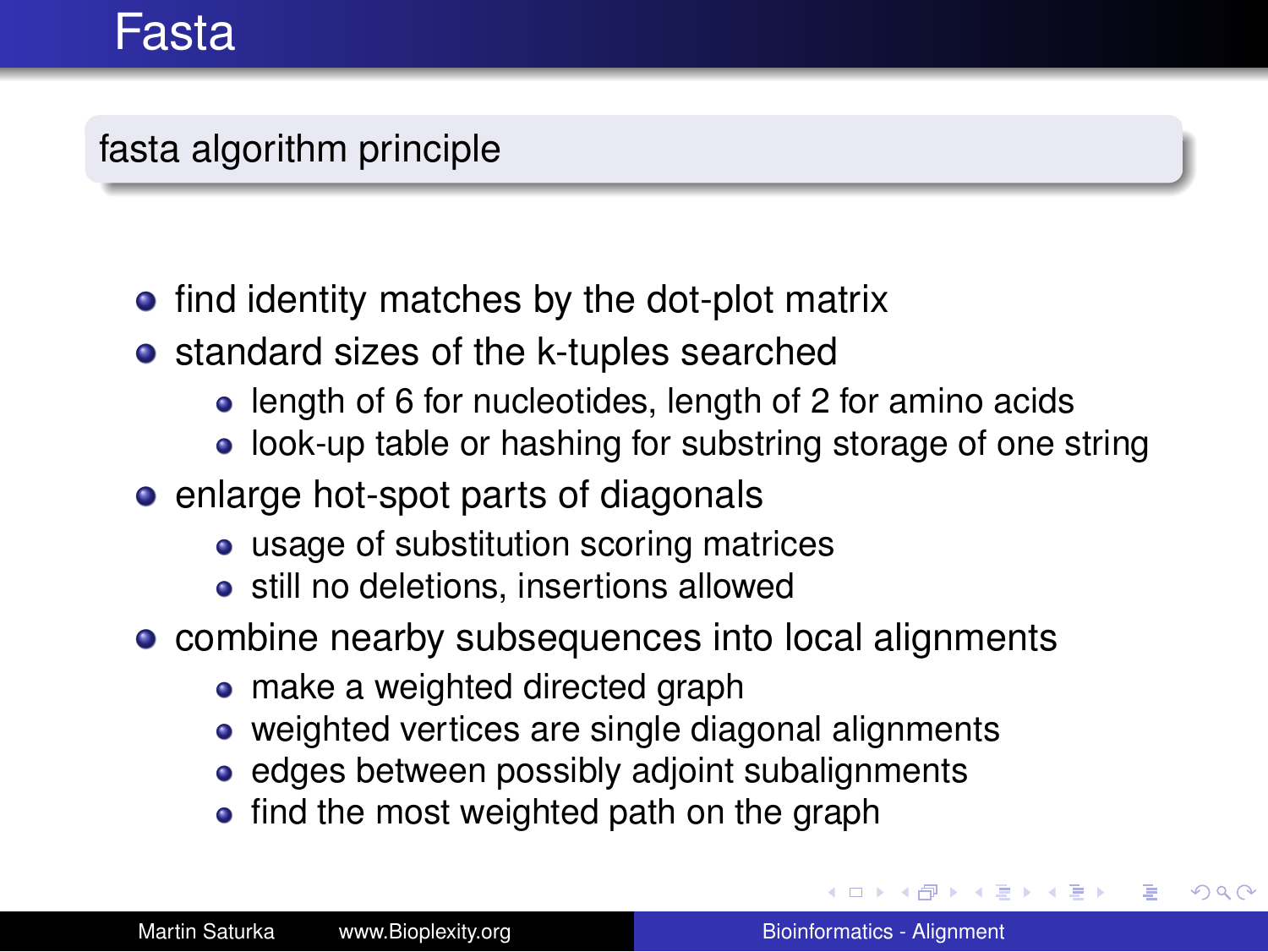# Fasta

## fasta algorithm principle

- find identity matches by the dot-plot matrix
- standard sizes of the k-tuples searched
  - length of 6 for nucleotides, length of 2 for amino acids
  - look-up table or hashing for substring storage of one string
- enlarge hot-spot parts of diagonals
  - usage of substitution scoring matrices
  - still no deletions, insertions allowed
- combine nearby subsequences into local alignments
  - make a weighted directed graph
  - weighted vertices are single diagonal alignments
  - edges between possibly adjoint subalignments
  - find the most weighted path on the graph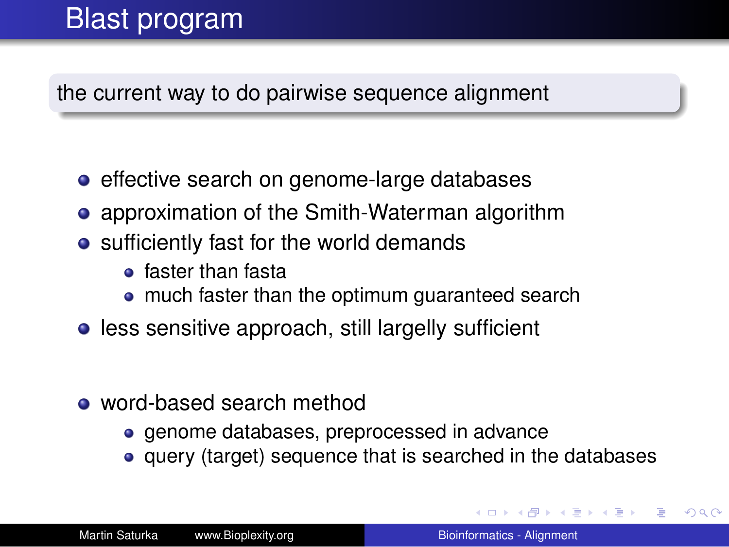# Blast program

the current way to do pairwise sequence alignment

- effective search on genome-large databases
- approximation of the Smith-Waterman algorithm
- sufficiently fast for the world demands
  - faster than fasta
  - much faster than the optimum guaranteed search
- less sensitive approach, still largelly sufficient

- word-based search method
  - genome databases, preprocessed in advance
  - query (target) sequence that is searched in the databases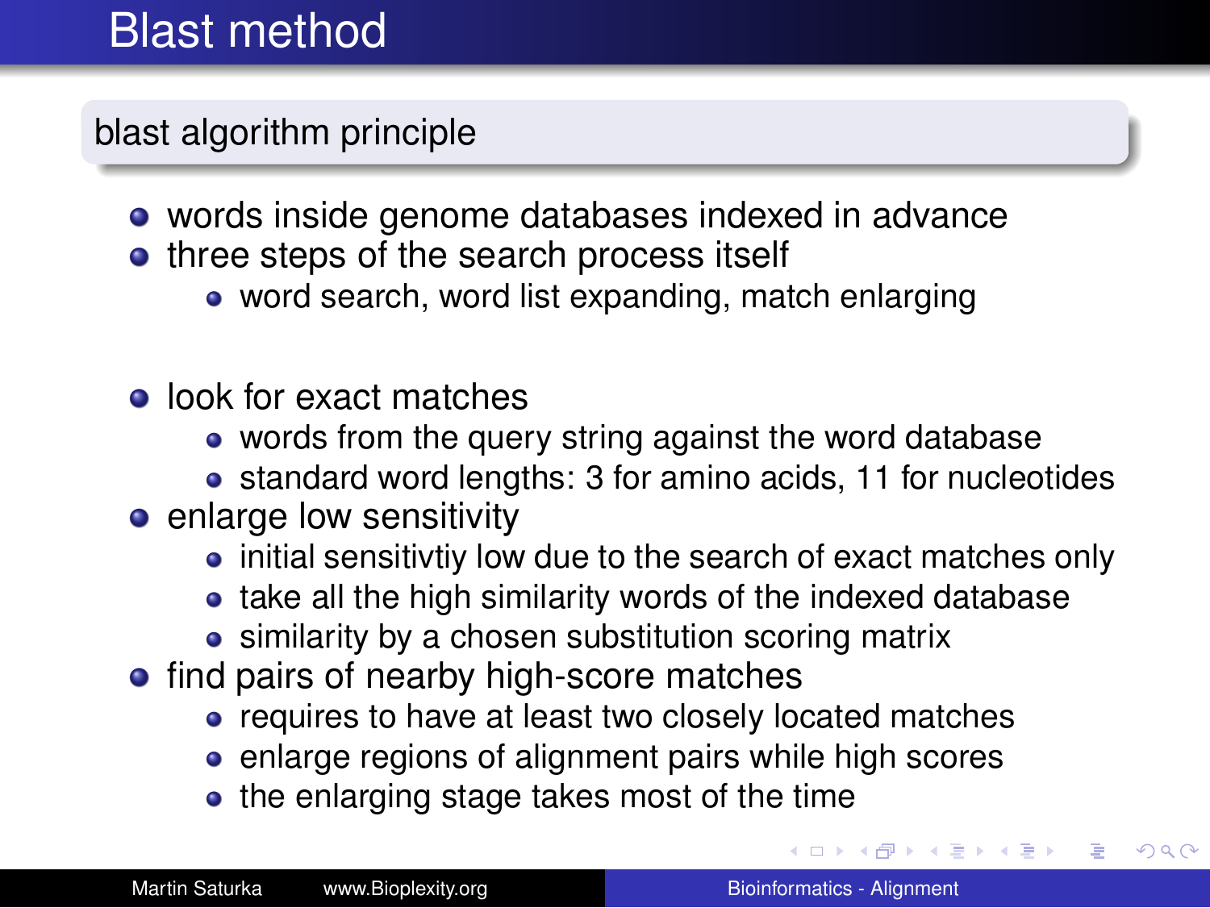# Blast method

## blast algorithm principle

- words inside genome databases indexed in advance
- three steps of the search process itself
  - word search, word list expanding, match enlarging

- look for exact matches
  - words from the query string against the word database
  - standard word lengths: 3 for amino acids, 11 for nucleotides
- enlarge low sensitivity
  - initial sensitvtiy low due to the search of exact matches only
  - take all the high similarity words of the indexed database
  - similarity by a chosen substitution scoring matrix
- find pairs of nearby high-score matches
  - requires to have at least two closely located matches
  - enlarge regions of alignment pairs while high scores
  - the enlarging stage takes most of the time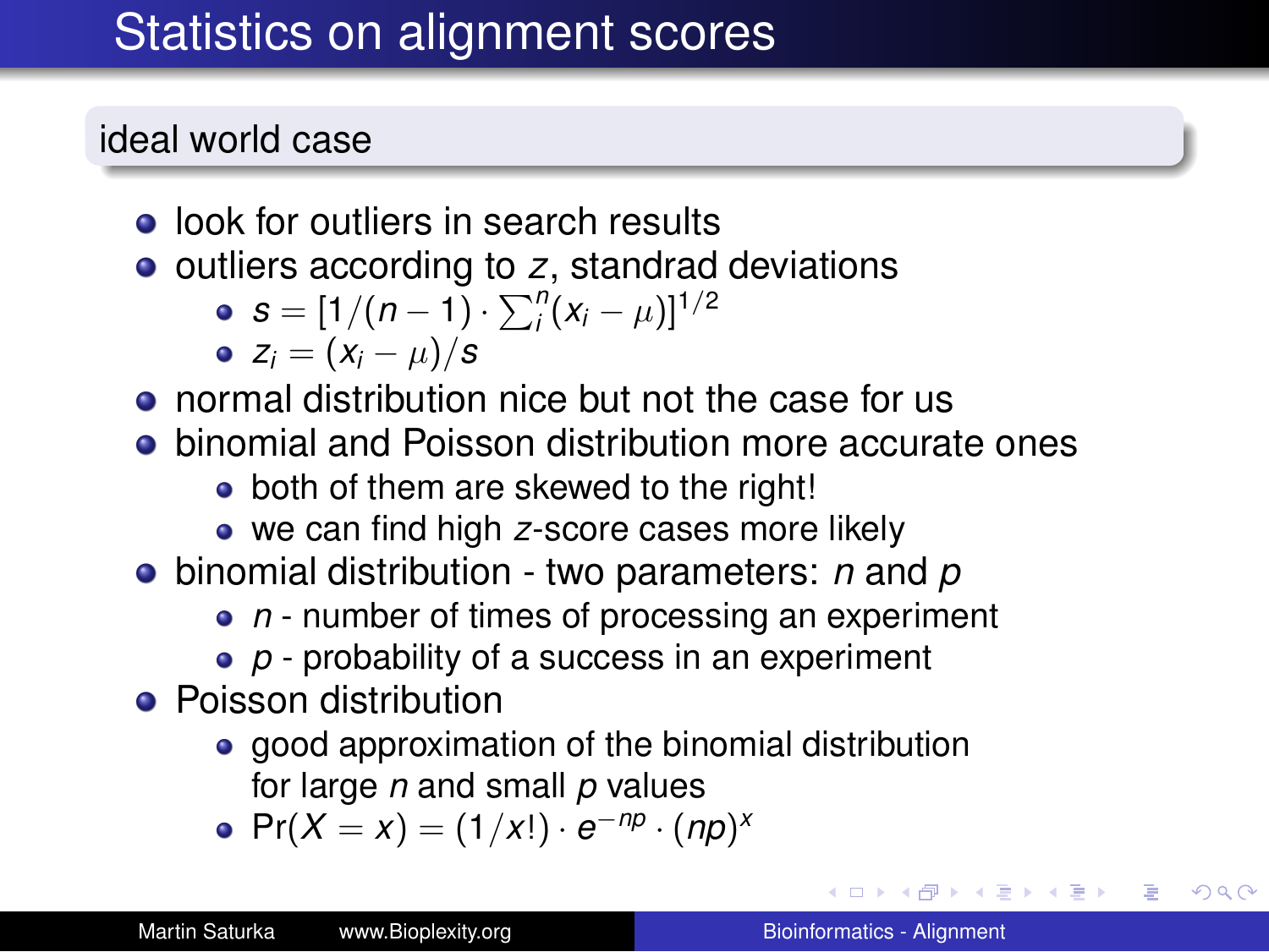# Statistics on alignment scores

## ideal world case

- look for outliers in search results
- outliers according to $z$, standrad deviations
  - $s = [1/(n-1) \cdot \sum_i^n (x_i - \mu)]^{1/2}$
  - $z_i = (x_i - \mu)/s$
- normal distribution nice but not the case for us
- binomial and Poisson distribution more accurate ones
  - both of them are skewed to the right!
  - we can find high $z$-score cases more likely
- binomial distribution - two parameters: $n$ and $p$
  - $n$ - number of times of processing an experiment
  - $p$ - probability of a success in an experiment
- Poisson distribution
  - good approximation of the binomial distribution for large $n$ and small $p$ values
  - $\Pr(X = x) = (1/x!) \cdot e^{-np} \cdot (np)^x$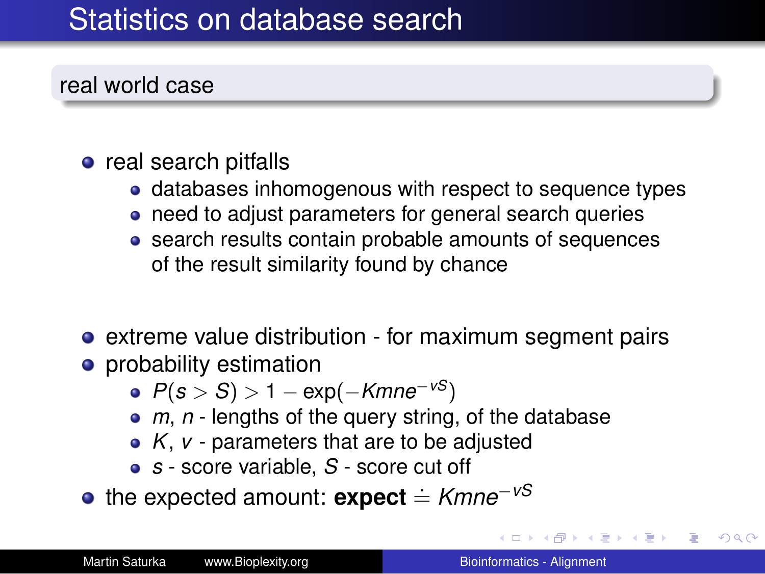# Statistics on database search

## real world case

- real search pitfalls
  - databases inhomogenous with respect to sequence types
  - need to adjust parameters for general search queries
  - search results contain probable amounts of sequences of the result similarity found by chance
- extreme value distribution - for maximum segment pairs
- probability estimation
  - $P(s > S) > 1 - \exp(-Kmne^{-vS})$
  - $m$, $n$ - lengths of the query string, of the database
  - $K$, $v$ - parameters that are to be adjusted
  - $s$ - score variable, $S$ - score cut off
- the expected amount: **expect** $\doteq Kmne^{-vS}$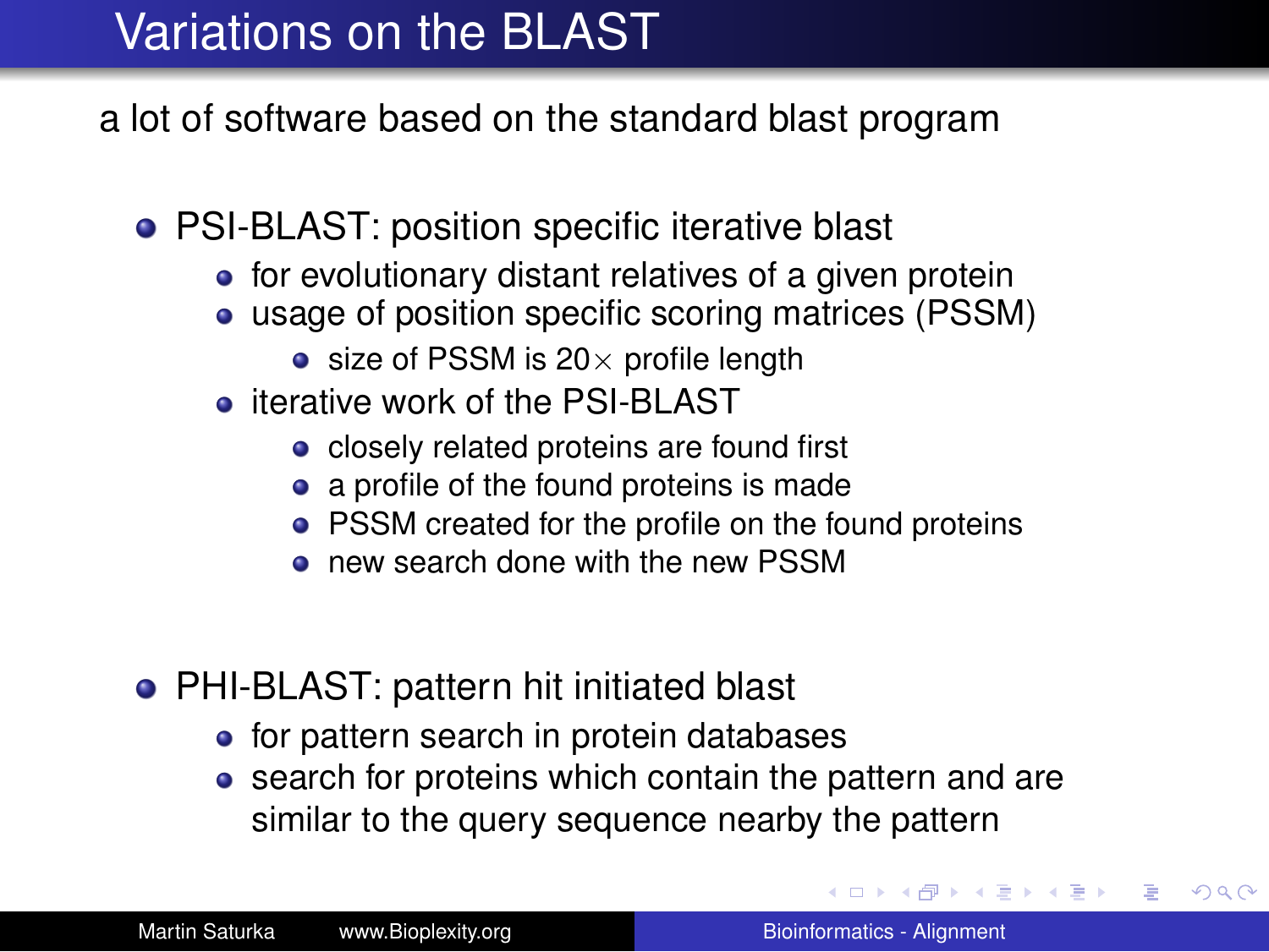# Variations on the BLAST

a lot of software based on the standard blast program

- PSI-BLAST: position specific iterative blast
  - for evolutionary distant relatives of a given protein
  - usage of position specific scoring matrices (PSSM)
    - size of PSSM is $20\times$ profile length
  - iterative work of the PSI-BLAST
    - closely related proteins are found first
    - a profile of the found proteins is made
    - PSSM created for the profile on the found proteins
    - new search done with the new PSSM

- PHI-BLAST: pattern hit initiated blast
  - for pattern search in protein databases
  - search for proteins which contain the pattern and are similar to the query sequence nearby the pattern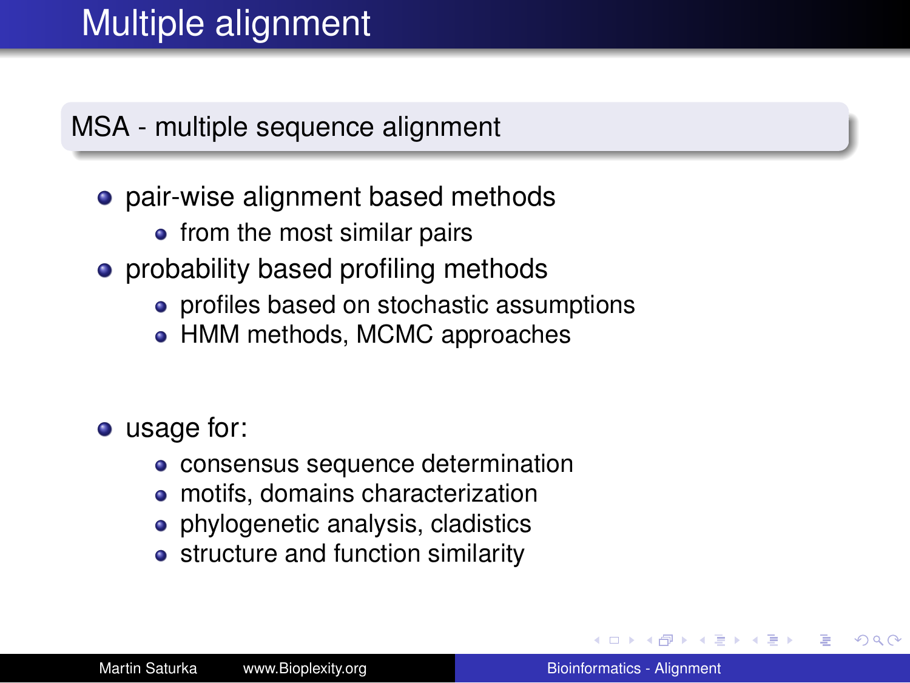# Multiple alignment

## MSA - multiple sequence alignment

- pair-wise alignment based methods
  - from the most similar pairs
- probability based profiling methods
  - profiles based on stochastic assumptions
  - HMM methods, MCMC approaches

- usage for:
  - consensus sequence determination
  - motifs, domains characterization
  - phylogenetic analysis, cladistics
  - structure and function similarity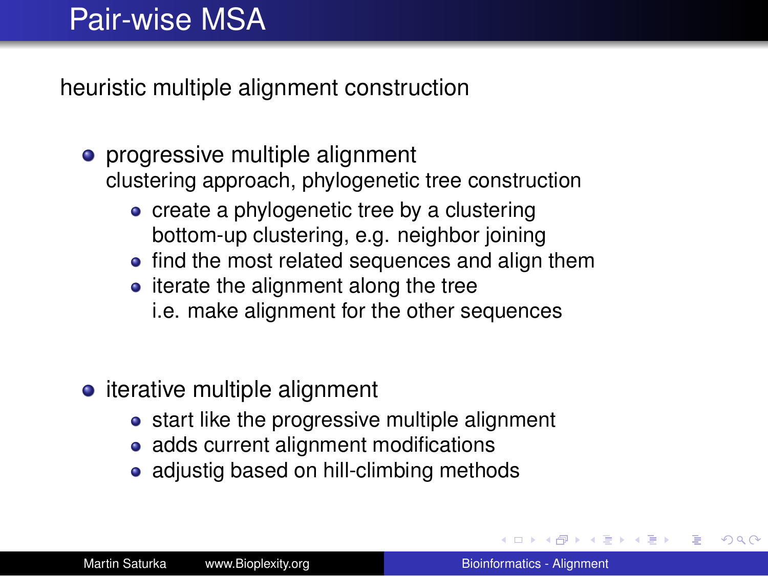# Pair-wise MSA

heuristic multiple alignment construction

- progressive multiple alignment
  clustering approach, phylogenetic tree construction
  - create a phylogenetic tree by a clustering
    bottom-up clustering, e.g. neighbor joining
  - find the most related sequences and align them
  - iterate the alignment along the tree
    i.e. make alignment for the other sequences

- iterative multiple alignment
  - start like the progressive multiple alignment
  - adds current alignment modifications
  - adjustig based on hill-climbing methods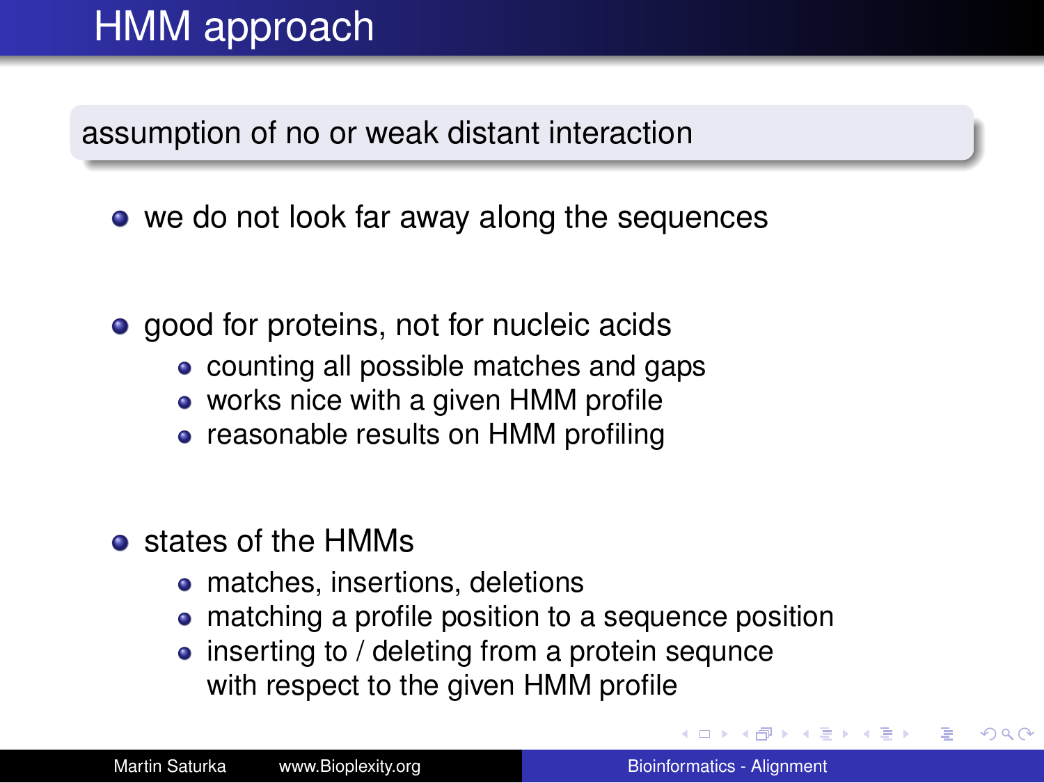# HMM approach

**assumption of no or weak distant interaction**

- we do not look far away along the sequences

- good for proteins, not for nucleic acids
  - counting all possible matches and gaps
  - works nice with a given HMM profile
  - reasonable results on HMM profiling

- states of the HMMs
  - matches, insertions, deletions
  - matching a profile position to a sequence position
  - inserting to / deleting from a protein sequnce with respect to the given HMM profile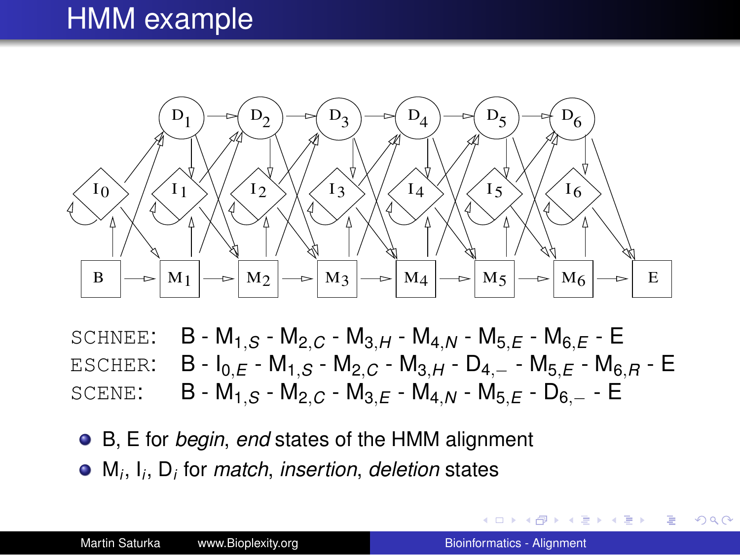# HMM example

SCHNEE: B - $M_{1,S}$ - $M_{2,C}$ - $M_{3,H}$ - $M_{4,N}$ - $M_{5,E}$ - $M_{6,E}$ - E

ESCHER: B - $I_{0,E}$ - $M_{1,S}$ - $M_{2,C}$ - $M_{3,H}$ - $D_{4,-}$ - $M_{5,E}$ - $M_{6,R}$ - E

SCENE: B - $M_{1,S}$ - $M_{2,C}$ - $M_{3,E}$ - $M_{4,N}$ - $M_{5,E}$ - $D_{6,-}$ - E

- B, E for *begin*, *end* states of the HMM alignment
- $M_i$, $I_i$, $D_i$ for *match*, *insertion*, *deletion* states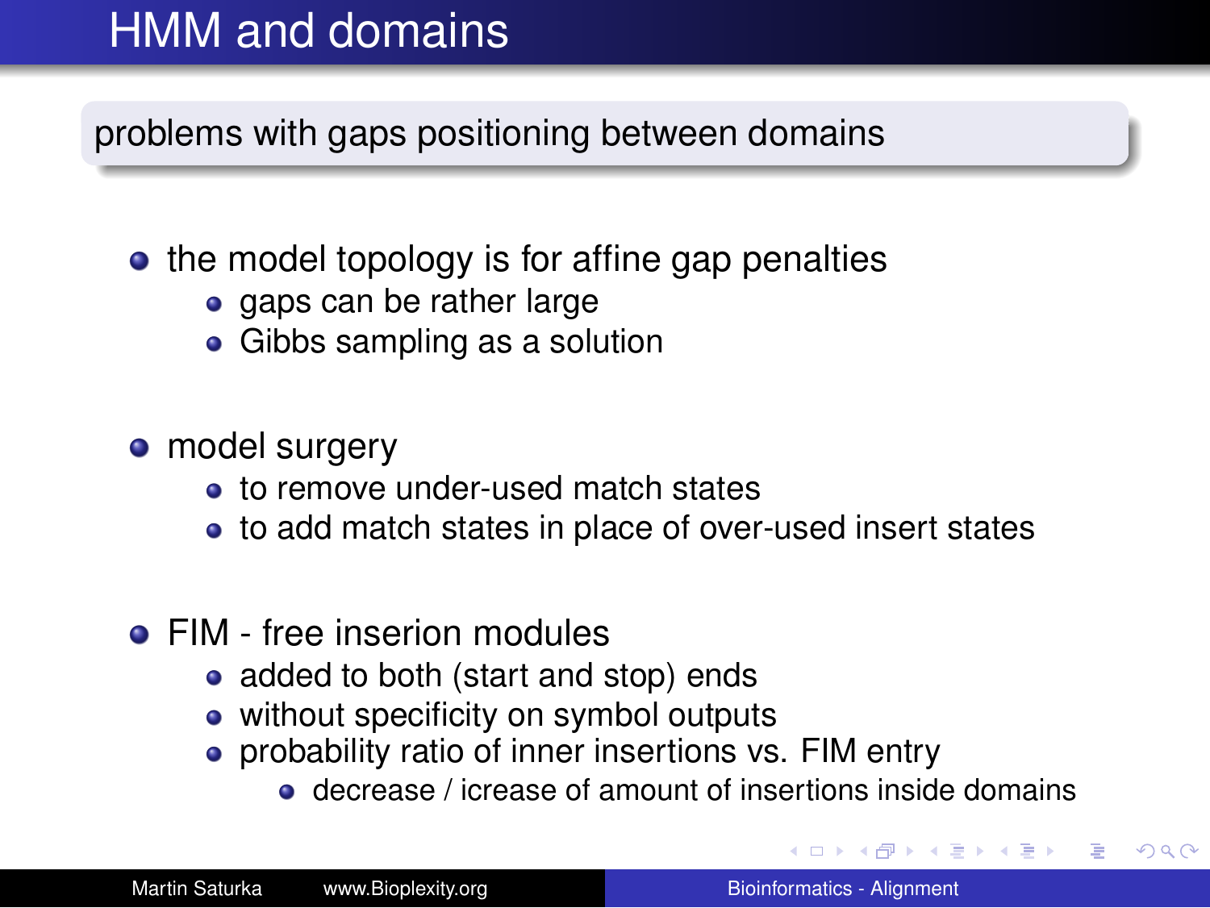# HMM and domains

**problems with gaps positioning between domains**

- the model topology is for affine gap penalties
  - gaps can be rather large
  - Gibbs sampling as a solution
- model surgery
  - to remove under-used match states
  - to add match states in place of over-used insert states
- FIM - free inserion modules
  - added to both (start and stop) ends
  - without specificity on symbol outputs
  - probability ratio of inner insertions vs. FIM entry
    - decrease / icrease of amount of insertions inside domains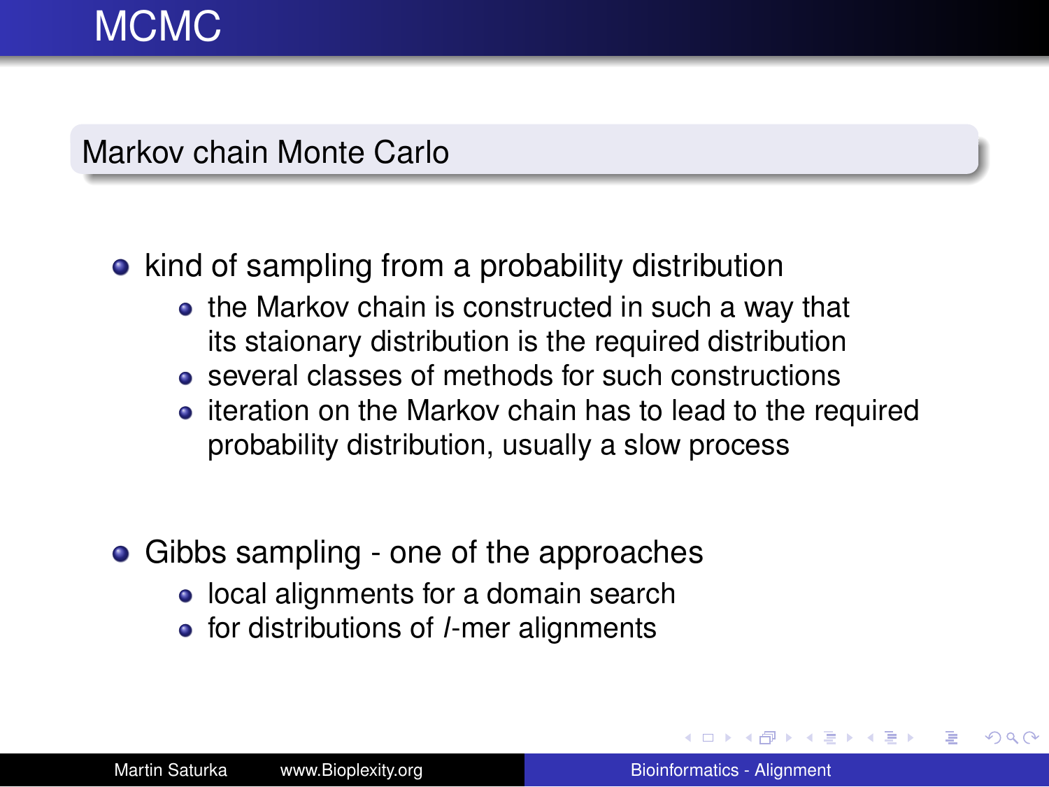# MCMC

## Markov chain Monte Carlo

- kind of sampling from a probability distribution
  - the Markov chain is constructed in such a way that its staionary distribution is the required distribution
  - several classes of methods for such constructions
  - iteration on the Markov chain has to lead to the required probability distribution, usually a slow process

- Gibbs sampling - one of the approaches
  - local alignments for a domain search
  - for distributions of $l$-mer alignments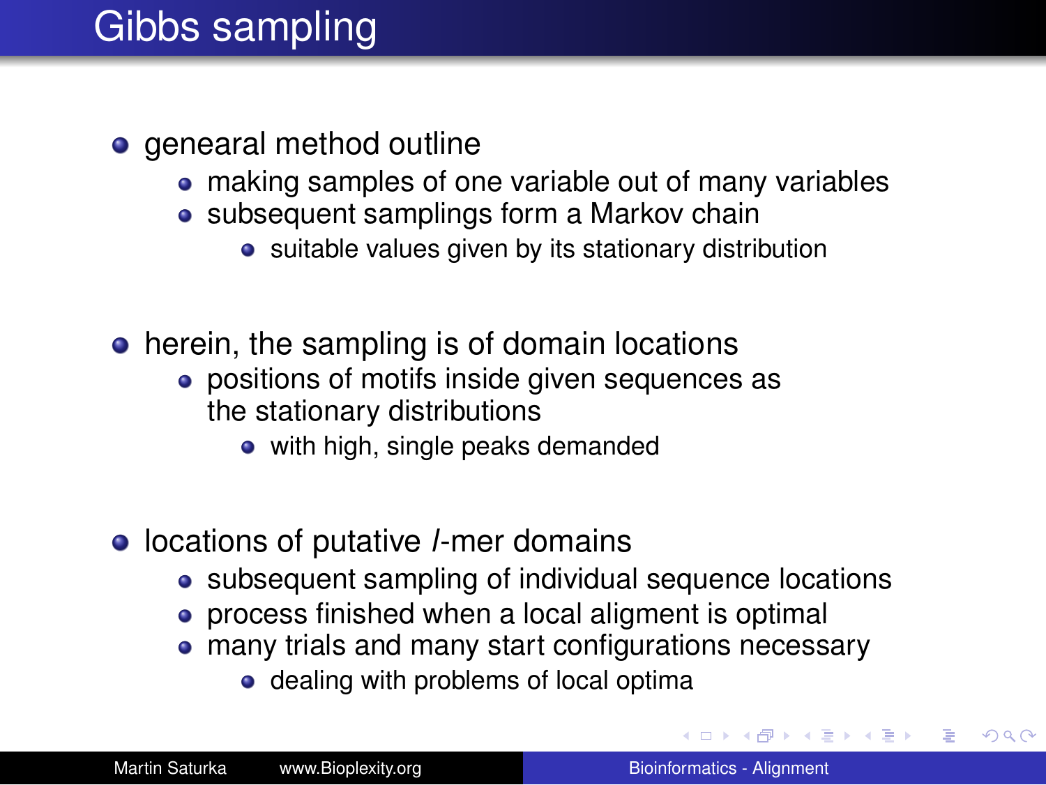# Gibbs sampling

- genearal method outline
  - making samples of one variable out of many variables
  - subsequent samplings form a Markov chain
    - suitable values given by its stationary distribution
- herein, the sampling is of domain locations
  - positions of motifs inside given sequences as the stationary distributions
    - with high, single peaks demanded
- locations of putative $l$-mer domains
  - subsequent sampling of individual sequence locations
  - process finished when a local aligment is optimal
  - many trials and many start configurations necessary
    - dealing with problems of local optima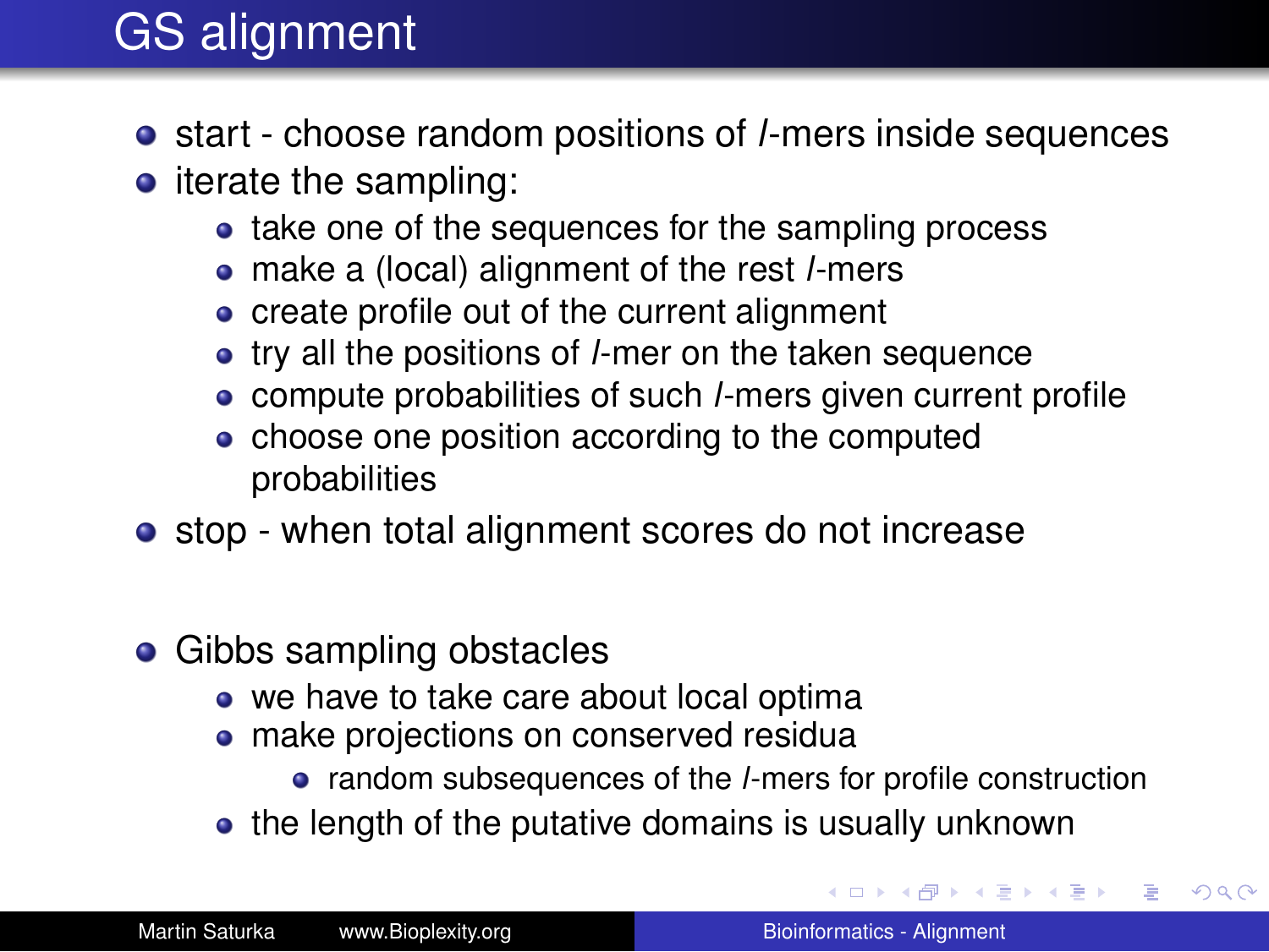# GS alignment

- start - choose random positions of $l$-mers inside sequences
- iterate the sampling:
  - take one of the sequences for the sampling process
  - make a (local) alignment of the rest $l$-mers
  - create profile out of the current alignment
  - try all the positions of $l$-mer on the taken sequence
  - compute probabilities of such $l$-mers given current profile
  - choose one position according to the computed probabilities
- stop - when total alignment scores do not increase

- Gibbs sampling obstacles
  - we have to take care about local optima
  - make projections on conserved residua
    - random subsequences of the $l$-mers for profile construction
  - the length of the putative domains is usually unknown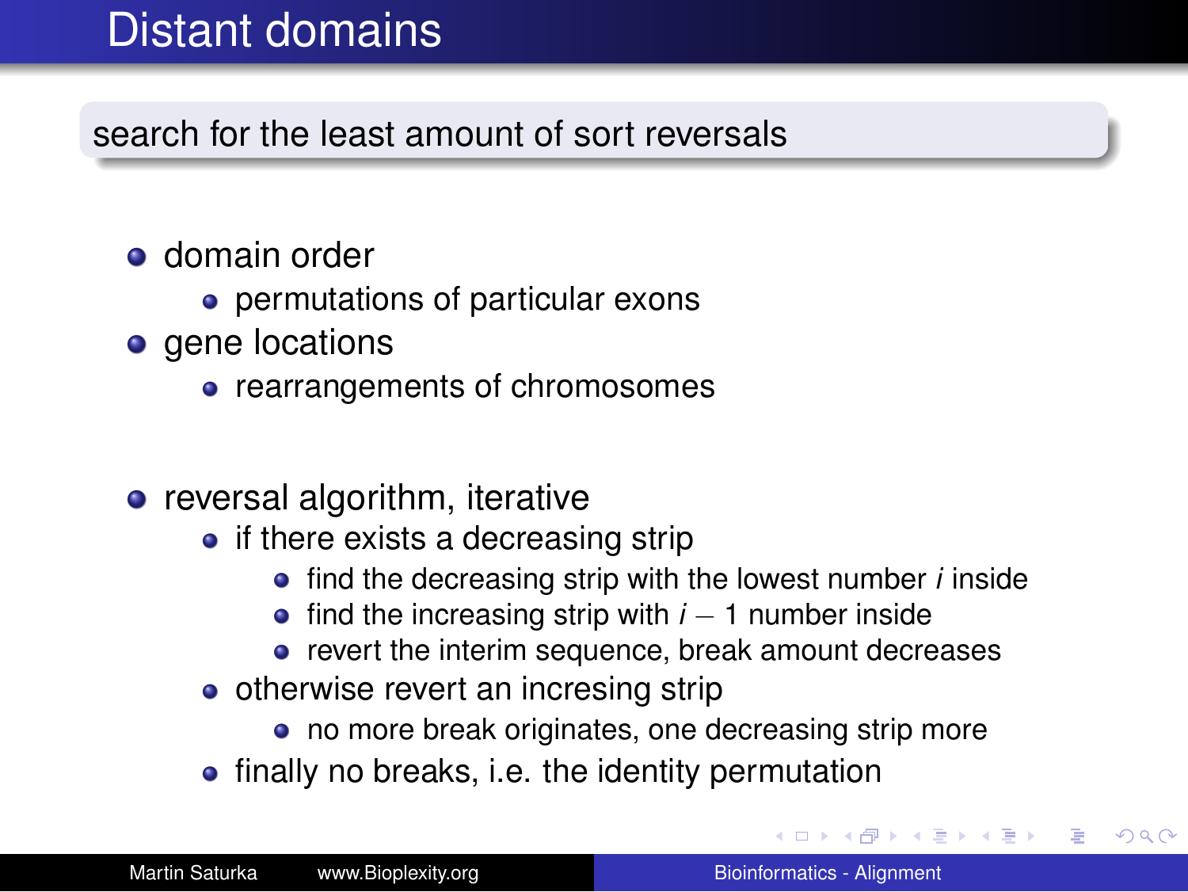# Distant domains

search for the least amount of sort reversals

- domain order
  - permutations of particular exons
- gene locations
  - rearrangements of chromosomes

- reversal algorithm, iterative
  - if there exists a decreasing strip
    - find the decreasing strip with the lowest number $i$ inside
    - find the increasing strip with $i - 1$ number inside
    - revert the interim sequence, break amount decreases
  - otherwise revert an incresing strip
    - no more break originates, one decreasing strip more
  - finally no breaks, i.e. the identity permutation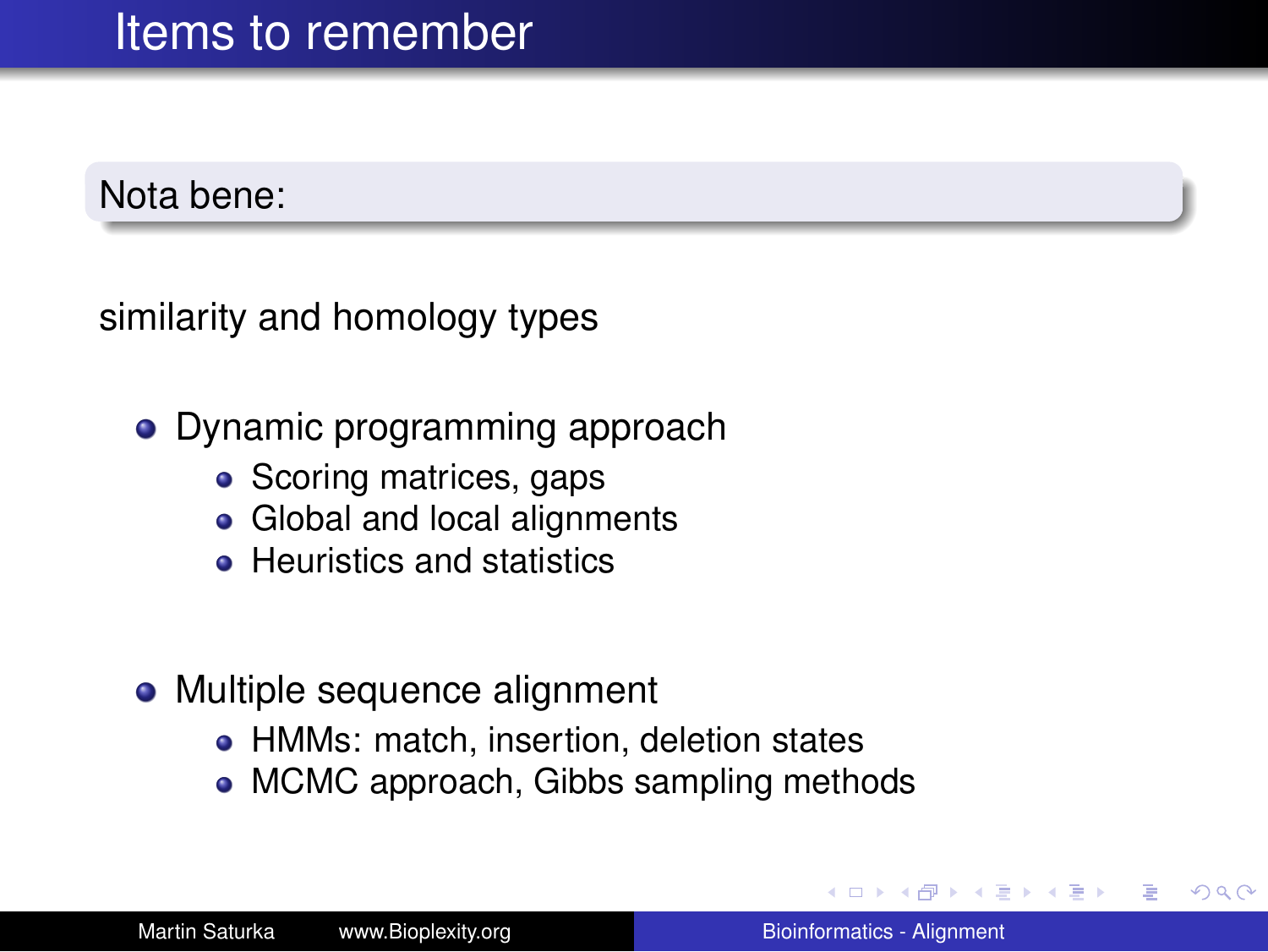# Items to remember

**Nota bene:**

similarity and homology types

- Dynamic programming approach
  - Scoring matrices, gaps
  - Global and local alignments
  - Heuristics and statistics
- Multiple sequence alignment
  - HMMs: match, insertion, deletion states
  - MCMC approach, Gibbs sampling methods